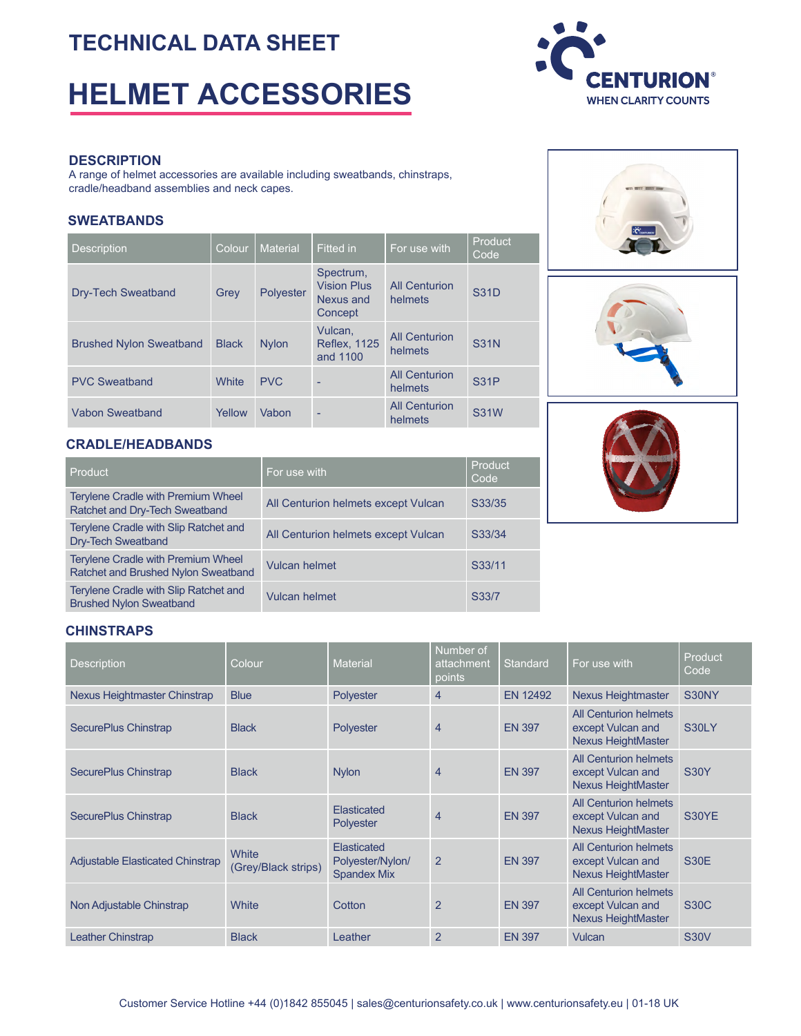# TECHNICAL DATA SHEET

# HELMET ACCESSORIES

CENTURION®
WHEN CLARITY COUNTS

## DESCRIPTION

A range of helmet accessories are available including sweatbands, chinstraps, cradle/headband assemblies and neck capes.

## SWEATBANDS

| Description | Colour | Material | Fitted in | For use with | Product Code |
|---|---|---|---|---|---|
| Dry-Tech Sweatband | Grey | Polyester | Spectrum, Vision Plus Nexus and Concept | All Centurion helmets | S31D |
| Brushed Nylon Sweatband | Black | Nylon | Vulcan, Reflex, 1125 and 1100 | All Centurion helmets | S31N |
| PVC Sweatband | White | PVC | - | All Centurion helmets | S31P |
| Vabon Sweatband | Yellow | Vabon | - | All Centurion helmets | S31W |

## CRADLE/HEADBANDS

| Product | For use with | Product Code |
|---|---|---|
| Terylene Cradle with Premium Wheel Ratchet and Dry-Tech Sweatband | All Centurion helmets except Vulcan | S33/35 |
| Terylene Cradle with Slip Ratchet and Dry-Tech Sweatband | All Centurion helmets except Vulcan | S33/34 |
| Terylene Cradle with Premium Wheel Ratchet and Brushed Nylon Sweatband | Vulcan helmet | S33/11 |
| Terylene Cradle with Slip Ratchet and Brushed Nylon Sweatband | Vulcan helmet | S33/7 |

## CHINSTRAPS

| Description | Colour | Material | Number of attachment points | Standard | For use with | Product Code |
|---|---|---|---|---|---|---|
| Nexus Heightmaster Chinstrap | Blue | Polyester | 4 | EN 12492 | Nexus Heightmaster | S30NY |
| SecurePlus Chinstrap | Black | Polyester | 4 | EN 397 | All Centurion helmets except Vulcan and Nexus HeightMaster | S30LY |
| SecurePlus Chinstrap | Black | Nylon | 4 | EN 397 | All Centurion helmets except Vulcan and Nexus HeightMaster | S30Y |
| SecurePlus Chinstrap | Black | Elasticated Polyester | 4 | EN 397 | All Centurion helmets except Vulcan and Nexus HeightMaster | S30YE |
| Adjustable Elasticated Chinstrap | White (Grey/Black strips) | Elasticated Polyester/Nylon/ Spandex Mix | 2 | EN 397 | All Centurion helmets except Vulcan and Nexus HeightMaster | S30E |
| Non Adjustable Chinstrap | White | Cotton | 2 | EN 397 | All Centurion helmets except Vulcan and Nexus HeightMaster | S30C |
| Leather Chinstrap | Black | Leather | 2 | EN 397 | Vulcan | S30V |

Customer Service Hotline +44 (0)1842 855045 | sales@centurionsafety.co.uk | www.centurionsafety.eu | 01-18 UK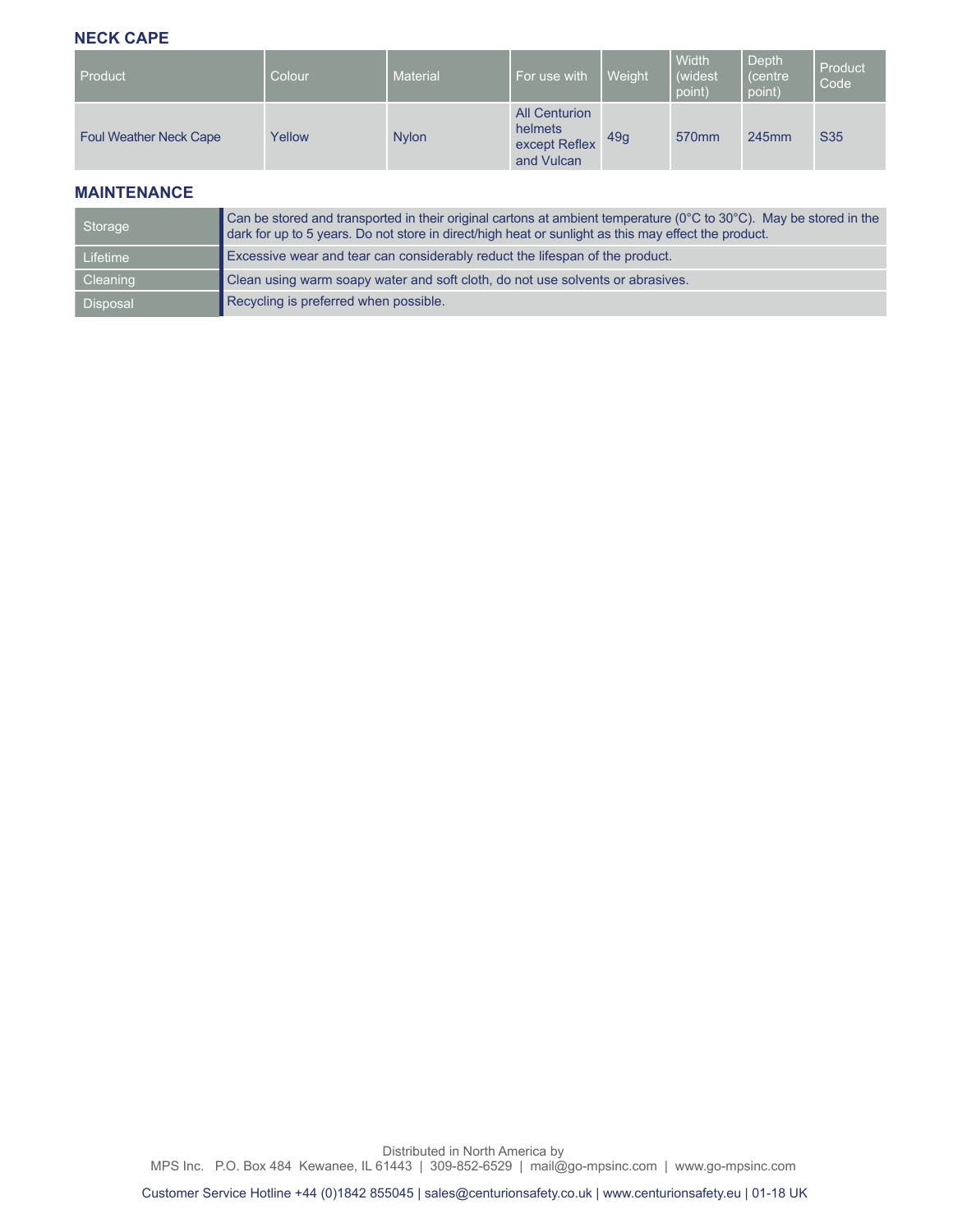## NECK CAPE

| Product | Colour | Material | For use with | Weight | Width (widest point) | Depth (centre point) | Product Code |
|---|---|---|---|---|---|---|---|
| Foul Weather Neck Cape | Yellow | Nylon | All Centurion helmets except Reflex and Vulcan | 49g | 570mm | 245mm | S35 |

## MAINTENANCE

| | |
|---|---|
| Storage | Can be stored and transported in their original cartons at ambient temperature (0°C to 30°C). May be stored in the dark for up to 5 years. Do not store in direct/high heat or sunlight as this may effect the product. |
| Lifetime | Excessive wear and tear can considerably reduct the lifespan of the product. |
| Cleaning | Clean using warm soapy water and soft cloth, do not use solvents or abrasives. |
| Disposal | Recycling is preferred when possible. |

Distributed in North America by
MPS Inc. P.O. Box 484 Kewanee, IL 61443 | 309-852-6529 | mail@go-mpsinc.com | www.go-mpsinc.com

Customer Service Hotline +44 (0)1842 855045 | sales@centurionsafety.co.uk | www.centurionsafety.eu | 01-18 UK